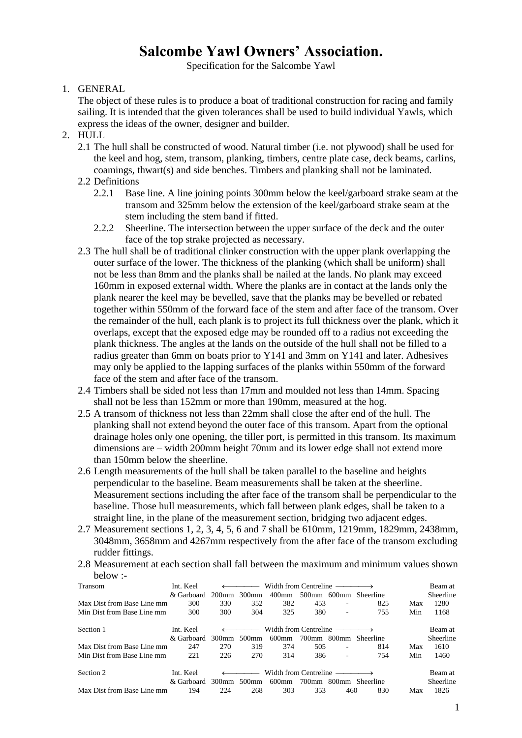# Salcombe Yawl Owners' Association.

Specification for the Salcombe Yawl

1. GENERAL

   The object of these rules is to produce a boat of traditional construction for racing and family sailing. It is intended that the given tolerances shall be used to build individual Yawls, which express the ideas of the owner, designer and builder.

2. HULL

   2.1 The hull shall be constructed of wood. Natural timber (i.e. not plywood) shall be used for the keel and hog, stem, transom, planking, timbers, centre plate case, deck beams, carlins, coamings, thwart(s) and side benches. Timbers and planking shall not be laminated.

   2.2 Definitions

   2.2.1 Base line. A line joining points 300mm below the keel/garboard strake seam at the transom and 325mm below the extension of the keel/garboard strake seam at the stem including the stem band if fitted.

   2.2.2 Sheerline. The intersection between the upper surface of the deck and the outer face of the top strake projected as necessary.

   2.3 The hull shall be of traditional clinker construction with the upper plank overlapping the outer surface of the lower. The thickness of the planking (which shall be uniform) shall not be less than 8mm and the planks shall be nailed at the lands. No plank may exceed 160mm in exposed external width. Where the planks are in contact at the lands only the plank nearer the keel may be bevelled, save that the planks may be bevelled or rebated together within 550mm of the forward face of the stem and after face of the transom. Over the remainder of the hull, each plank is to project its full thickness over the plank, which it overlaps, except that the exposed edge may be rounded off to a radius not exceeding the plank thickness. The angles at the lands on the outside of the hull shall not be filled to a radius greater than 6mm on boats prior to Y141 and 3mm on Y141 and later. Adhesives may only be applied to the lapping surfaces of the planks within 550mm of the forward face of the stem and after face of the transom.

   2.4 Timbers shall be sided not less than 17mm and moulded not less than 14mm. Spacing shall not be less than 152mm or more than 190mm, measured at the hog.

   2.5 A transom of thickness not less than 22mm shall close the after end of the hull. The planking shall not extend beyond the outer face of this transom. Apart from the optional drainage holes only one opening, the tiller port, is permitted in this transom. Its maximum dimensions are – width 200mm height 70mm and its lower edge shall not extend more than 150mm below the sheerline.

   2.6 Length measurements of the hull shall be taken parallel to the baseline and heights perpendicular to the baseline. Beam measurements shall be taken at the sheerline. Measurement sections including the after face of the transom shall be perpendicular to the baseline. Those hull measurements, which fall between plank edges, shall be taken to a straight line, in the plane of the measurement section, bridging two adjacent edges.

   2.7 Measurement sections 1, 2, 3, 4, 5, 6 and 7 shall be 610mm, 1219mm, 1829mm, 2438mm, 3048mm, 3658mm and 4267mm respectively from the after face of the transom excluding rudder fittings.

   2.8 Measurement at each section shall fall between the maximum and minimum values shown below :-

| Transom | Int. Keel & Garboard | Width from Centreline 200mm | 300mm | 400mm | 500mm | 600mm | Sheerline | | Beam at Sheerline |
|---|---|---|---|---|---|---|---|---|---|
| Max Dist from Base Line mm | 300 | 330 | 352 | 382 | 453 | - | 825 | Max | 1280 |
| Min Dist from Base Line mm | 300 | 300 | 304 | 325 | 380 | - | 755 | Min | 1168 |

| Section 1 | Int. Keel & Garboard | Width from Centreline 300mm | 500mm | 600mm | 700mm | 800mm | Sheerline | | Beam at Sheerline |
|---|---|---|---|---|---|---|---|---|---|
| Max Dist from Base Line mm | 247 | 270 | 319 | 374 | 505 | - | 814 | Max | 1610 |
| Min Dist from Base Line mm | 221 | 226 | 270 | 314 | 386 | - | 754 | Min | 1460 |

| Section 2 | Int. Keel & Garboard | Width from Centreline 300mm | 500mm | 600mm | 700mm | 800mm | Sheerline | | Beam at Sheerline |
|---|---|---|---|---|---|---|---|---|---|
| Max Dist from Base Line mm | 194 | 224 | 268 | 303 | 353 | 460 | 830 | Max | 1826 |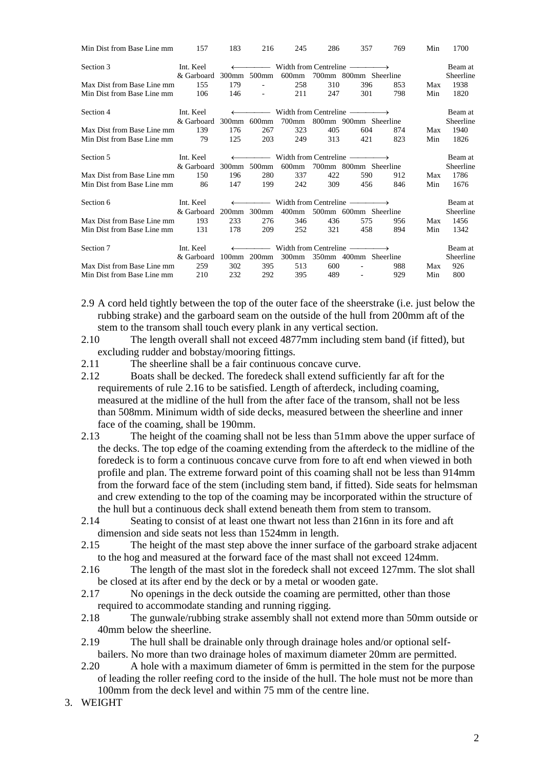| | | | | | | | | | |
|---|---|---|---|---|---|---|---|---|---|
| Min Dist from Base Line mm | 157 | 183 | 216 | 245 | 286 | 357 | 769 | Min | 1700 |

| Section 3 | Int. Keel & Garboard | ← 300mm | 500mm | Width from Centreline 600mm | 700mm | 800mm → | Sheerline | | Beam at Sheerline |
|---|---|---|---|---|---|---|---|---|---|
| Max Dist from Base Line mm | 155 | 179 | - | 258 | 310 | 396 | 853 | Max | 1938 |
| Min Dist from Base Line mm | 106 | 146 | - | 211 | 247 | 301 | 798 | Min | 1820 |

| Section 4 | Int. Keel & Garboard | ← 300mm | 600mm | Width from Centreline 700mm | 800mm | 900mm → | Sheerline | | Beam at Sheerline |
|---|---|---|---|---|---|---|---|---|---|
| Max Dist from Base Line mm | 139 | 176 | 267 | 323 | 405 | 604 | 874 | Max | 1940 |
| Min Dist from Base Line mm | 79 | 125 | 203 | 249 | 313 | 421 | 823 | Min | 1826 |

| Section 5 | Int. Keel & Garboard | ← 300mm | 500mm | Width from Centreline 600mm | 700mm | 800mm → | Sheerline | | Beam at Sheerline |
|---|---|---|---|---|---|---|---|---|---|
| Max Dist from Base Line mm | 150 | 196 | 280 | 337 | 422 | 590 | 912 | Max | 1786 |
| Min Dist from Base Line mm | 86 | 147 | 199 | 242 | 309 | 456 | 846 | Min | 1676 |

| Section 6 | Int. Keel & Garboard | ← 200mm | 300mm | Width from Centreline 400mm | 500mm | 600mm → | Sheerline | | Beam at Sheerline |
|---|---|---|---|---|---|---|---|---|---|
| Max Dist from Base Line mm | 193 | 233 | 276 | 346 | 436 | 575 | 956 | Max | 1456 |
| Min Dist from Base Line mm | 131 | 178 | 209 | 252 | 321 | 458 | 894 | Min | 1342 |

| Section 7 | Int. Keel & Garboard | ← 100mm | 200mm | Width from Centreline 300mm | 350mm | 400mm → | Sheerline | | Beam at Sheerline |
|---|---|---|---|---|---|---|---|---|---|
| Max Dist from Base Line mm | 259 | 302 | 395 | 513 | 600 | - | 988 | Max | 926 |
| Min Dist from Base Line mm | 210 | 232 | 292 | 395 | 489 | - | 929 | Min | 800 |

2.9 A cord held tightly between the top of the outer face of the sheerstrake (i.e. just below the rubbing strake) and the garboard seam on the outside of the hull from 200mm aft of the stem to the transom shall touch every plank in any vertical section.

2.10 The length overall shall not exceed 4877mm including stem band (if fitted), but excluding rudder and bobstay/mooring fittings.

2.11 The sheerline shall be a fair continuous concave curve.

2.12 Boats shall be decked. The foredeck shall extend sufficiently far aft for the requirements of rule 2.16 to be satisfied. Length of afterdeck, including coaming, measured at the midline of the hull from the after face of the transom, shall not be less than 508mm. Minimum width of side decks, measured between the sheerline and inner face of the coaming, shall be 190mm.

2.13 The height of the coaming shall not be less than 51mm above the upper surface of the decks. The top edge of the coaming extending from the afterdeck to the midline of the foredeck is to form a continuous concave curve from fore to aft end when viewed in both profile and plan. The extreme forward point of this coaming shall not be less than 914mm from the forward face of the stem (including stem band, if fitted). Side seats for helmsman and crew extending to the top of the coaming may be incorporated within the structure of the hull but a continuous deck shall extend beneath them from stem to transom.

2.14 Seating to consist of at least one thwart not less than 216nn in its fore and aft dimension and side seats not less than 1524mm in length.

2.15 The height of the mast step above the inner surface of the garboard strake adjacent to the hog and measured at the forward face of the mast shall not exceed 124mm.

2.16 The length of the mast slot in the foredeck shall not exceed 127mm. The slot shall be closed at its after end by the deck or by a metal or wooden gate.

2.17 No openings in the deck outside the coaming are permitted, other than those required to accommodate standing and running rigging.

2.18 The gunwale/rubbing strake assembly shall not extend more than 50mm outside or 40mm below the sheerline.

2.19 The hull shall be drainable only through drainage holes and/or optional self-bailers. No more than two drainage holes of maximum diameter 20mm are permitted.

2.20 A hole with a maximum diameter of 6mm is permitted in the stem for the purpose of leading the roller reefing cord to the inside of the hull. The hole must not be more than 100mm from the deck level and within 75 mm of the centre line.

3. WEIGHT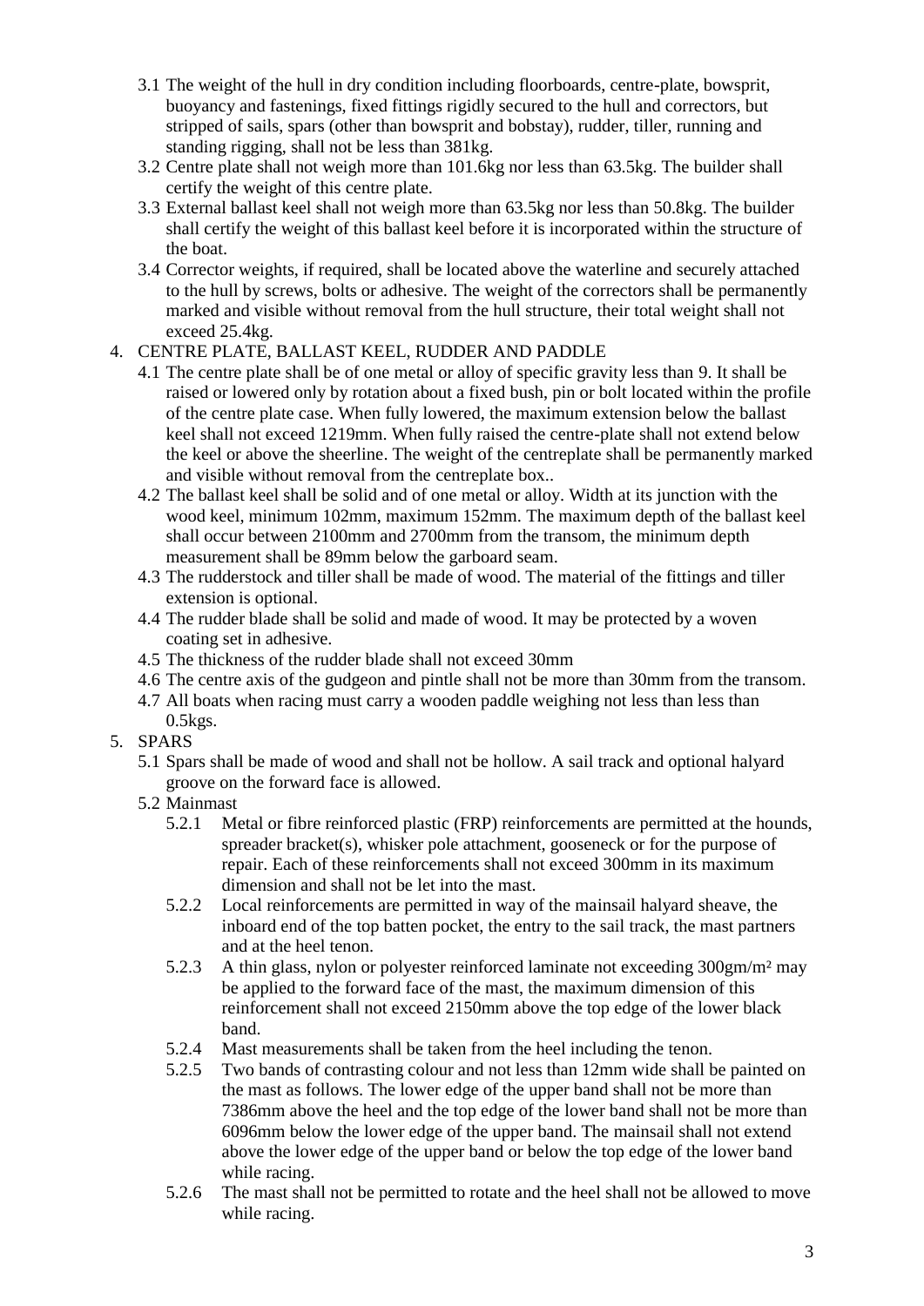3.1 The weight of the hull in dry condition including floorboards, centre-plate, bowsprit, buoyancy and fastenings, fixed fittings rigidly secured to the hull and correctors, but stripped of sails, spars (other than bowsprit and bobstay), rudder, tiller, running and standing rigging, shall not be less than 381kg.

3.2 Centre plate shall not weigh more than 101.6kg nor less than 63.5kg. The builder shall certify the weight of this centre plate.

3.3 External ballast keel shall not weigh more than 63.5kg nor less than 50.8kg. The builder shall certify the weight of this ballast keel before it is incorporated within the structure of the boat.

3.4 Corrector weights, if required, shall be located above the waterline and securely attached to the hull by screws, bolts or adhesive. The weight of the correctors shall be permanently marked and visible without removal from the hull structure, their total weight shall not exceed 25.4kg.

4. CENTRE PLATE, BALLAST KEEL, RUDDER AND PADDLE

4.1 The centre plate shall be of one metal or alloy of specific gravity less than 9. It shall be raised or lowered only by rotation about a fixed bush, pin or bolt located within the profile of the centre plate case. When fully lowered, the maximum extension below the ballast keel shall not exceed 1219mm. When fully raised the centre-plate shall not extend below the keel or above the sheerline. The weight of the centreplate shall be permanently marked and visible without removal from the centreplate box..

4.2 The ballast keel shall be solid and of one metal or alloy. Width at its junction with the wood keel, minimum 102mm, maximum 152mm. The maximum depth of the ballast keel shall occur between 2100mm and 2700mm from the transom, the minimum depth measurement shall be 89mm below the garboard seam.

4.3 The rudderstock and tiller shall be made of wood. The material of the fittings and tiller extension is optional.

4.4 The rudder blade shall be solid and made of wood. It may be protected by a woven coating set in adhesive.

4.5 The thickness of the rudder blade shall not exceed 30mm

4.6 The centre axis of the gudgeon and pintle shall not be more than 30mm from the transom.

4.7 All boats when racing must carry a wooden paddle weighing not less than less than 0.5kgs.

5. SPARS

5.1 Spars shall be made of wood and shall not be hollow. A sail track and optional halyard groove on the forward face is allowed.

5.2 Mainmast

5.2.1 Metal or fibre reinforced plastic (FRP) reinforcements are permitted at the hounds, spreader bracket(s), whisker pole attachment, gooseneck or for the purpose of repair. Each of these reinforcements shall not exceed 300mm in its maximum dimension and shall not be let into the mast.

5.2.2 Local reinforcements are permitted in way of the mainsail halyard sheave, the inboard end of the top batten pocket, the entry to the sail track, the mast partners and at the heel tenon.

5.2.3 A thin glass, nylon or polyester reinforced laminate not exceeding 300gm/m² may be applied to the forward face of the mast, the maximum dimension of this reinforcement shall not exceed 2150mm above the top edge of the lower black band.

5.2.4 Mast measurements shall be taken from the heel including the tenon.

5.2.5 Two bands of contrasting colour and not less than 12mm wide shall be painted on the mast as follows. The lower edge of the upper band shall not be more than 7386mm above the heel and the top edge of the lower band shall not be more than 6096mm below the lower edge of the upper band. The mainsail shall not extend above the lower edge of the upper band or below the top edge of the lower band while racing.

5.2.6 The mast shall not be permitted to rotate and the heel shall not be allowed to move while racing.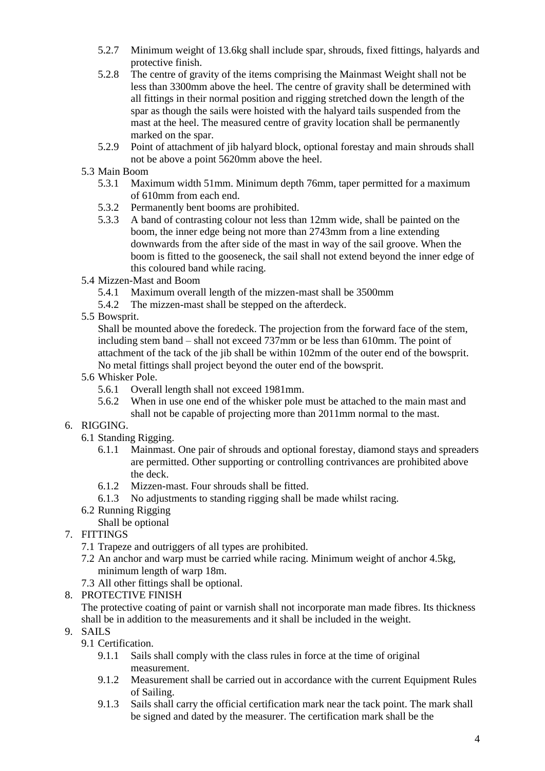- 5.2.7 Minimum weight of 13.6kg shall include spar, shrouds, fixed fittings, halyards and protective finish.
- 5.2.8 The centre of gravity of the items comprising the Mainmast Weight shall not be less than 3300mm above the heel. The centre of gravity shall be determined with all fittings in their normal position and rigging stretched down the length of the spar as though the sails were hoisted with the halyard tails suspended from the mast at the heel. The measured centre of gravity location shall be permanently marked on the spar.
- 5.2.9 Point of attachment of jib halyard block, optional forestay and main shrouds shall not be above a point 5620mm above the heel.

5.3 Main Boom

- 5.3.1 Maximum width 51mm. Minimum depth 76mm, taper permitted for a maximum of 610mm from each end.
- 5.3.2 Permanently bent booms are prohibited.
- 5.3.3 A band of contrasting colour not less than 12mm wide, shall be painted on the boom, the inner edge being not more than 2743mm from a line extending downwards from the after side of the mast in way of the sail groove. When the boom is fitted to the gooseneck, the sail shall not extend beyond the inner edge of this coloured band while racing.

5.4 Mizzen-Mast and Boom

- 5.4.1 Maximum overall length of the mizzen-mast shall be 3500mm
- 5.4.2 The mizzen-mast shall be stepped on the afterdeck.

5.5 Bowsprit.

Shall be mounted above the foredeck. The projection from the forward face of the stem, including stem band – shall not exceed 737mm or be less than 610mm. The point of attachment of the tack of the jib shall be within 102mm of the outer end of the bowsprit. No metal fittings shall project beyond the outer end of the bowsprit.

5.6 Whisker Pole.

- 5.6.1 Overall length shall not exceed 1981mm.
- 5.6.2 When in use one end of the whisker pole must be attached to the main mast and shall not be capable of projecting more than 2011mm normal to the mast.

## 6. RIGGING.

6.1 Standing Rigging.

- 6.1.1 Mainmast. One pair of shrouds and optional forestay, diamond stays and spreaders are permitted. Other supporting or controlling contrivances are prohibited above the deck.
- 6.1.2 Mizzen-mast. Four shrouds shall be fitted.
- 6.1.3 No adjustments to standing rigging shall be made whilst racing.

6.2 Running Rigging

Shall be optional

## 7. FITTINGS

- 7.1 Trapeze and outriggers of all types are prohibited.
- 7.2 An anchor and warp must be carried while racing. Minimum weight of anchor 4.5kg, minimum length of warp 18m.
- 7.3 All other fittings shall be optional.

## 8. PROTECTIVE FINISH

The protective coating of paint or varnish shall not incorporate man made fibres. Its thickness shall be in addition to the measurements and it shall be included in the weight.

## 9. SAILS

9.1 Certification.

- 9.1.1 Sails shall comply with the class rules in force at the time of original measurement.
- 9.1.2 Measurement shall be carried out in accordance with the current Equipment Rules of Sailing.
- 9.1.3 Sails shall carry the official certification mark near the tack point. The mark shall be signed and dated by the measurer. The certification mark shall be the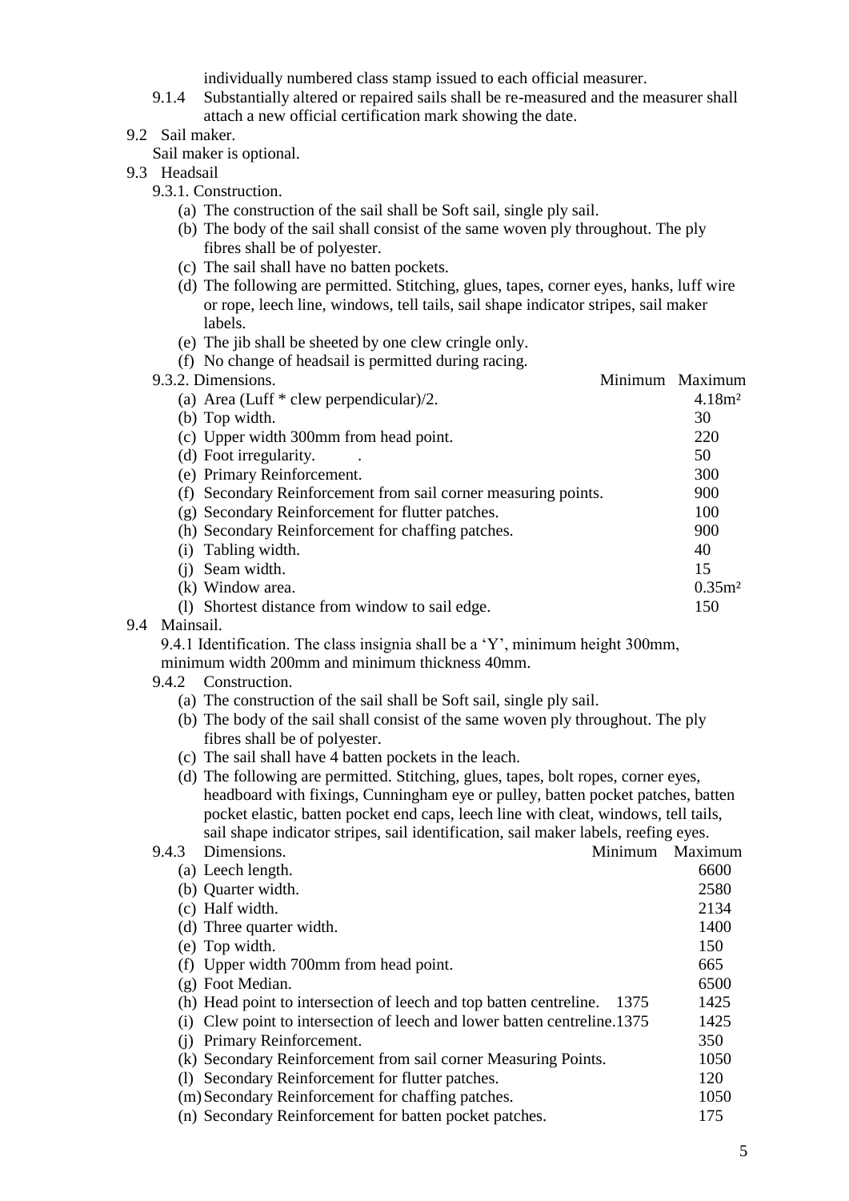individually numbered class stamp issued to each official measurer.

9.1.4 Substantially altered or repaired sails shall be re-measured and the measurer shall attach a new official certification mark showing the date.

9.2 Sail maker.

Sail maker is optional.

9.3 Headsail

9.3.1. Construction.

(a) The construction of the sail shall be Soft sail, single ply sail.
(b) The body of the sail shall consist of the same woven ply throughout. The ply fibres shall be of polyester.
(c) The sail shall have no batten pockets.
(d) The following are permitted. Stitching, glues, tapes, corner eyes, hanks, luff wire or rope, leech line, windows, tell tails, sail shape indicator stripes, sail maker labels.
(e) The jib shall be sheeted by one clew cringle only.
(f) No change of headsail is permitted during racing.

| 9.3.2. Dimensions. | Minimum | Maximum |
|---|---|---|
| (a) Area (Luff * clew perpendicular)/2. | | 4.18m² |
| (b) Top width. | | 30 |
| (c) Upper width 300mm from head point. | | 220 |
| (d) Foot irregularity. | | 50 |
| (e) Primary Reinforcement. | | 300 |
| (f) Secondary Reinforcement from sail corner measuring points. | | 900 |
| (g) Secondary Reinforcement for flutter patches. | | 100 |
| (h) Secondary Reinforcement for chaffing patches. | | 900 |
| (i) Tabling width. | | 40 |
| (j) Seam width. | | 15 |
| (k) Window area. | | 0.35m² |
| (l) Shortest distance from window to sail edge. | | 150 |

9.4 Mainsail.

9.4.1 Identification. The class insignia shall be a 'Y', minimum height 300mm, minimum width 200mm and minimum thickness 40mm.

9.4.2 Construction.

(a) The construction of the sail shall be Soft sail, single ply sail.
(b) The body of the sail shall consist of the same woven ply throughout. The ply fibres shall be of polyester.
(c) The sail shall have 4 batten pockets in the leach.
(d) The following are permitted. Stitching, glues, tapes, bolt ropes, corner eyes, headboard with fixings, Cunningham eye or pulley, batten pocket patches, batten pocket elastic, batten pocket end caps, leech line with cleat, windows, tell tails, sail shape indicator stripes, sail identification, sail maker labels, reefing eyes.

| 9.4.3 Dimensions. | Minimum | Maximum |
|---|---|---|
| (a) Leech length. | | 6600 |
| (b) Quarter width. | | 2580 |
| (c) Half width. | | 2134 |
| (d) Three quarter width. | | 1400 |
| (e) Top width. | | 150 |
| (f) Upper width 700mm from head point. | | 665 |
| (g) Foot Median. | | 6500 |
| (h) Head point to intersection of leech and top batten centreline. | 1375 | 1425 |
| (i) Clew point to intersection of leech and lower batten centreline. | 1375 | 1425 |
| (j) Primary Reinforcement. | | 350 |
| (k) Secondary Reinforcement from sail corner Measuring Points. | | 1050 |
| (l) Secondary Reinforcement for flutter patches. | | 120 |
| (m) Secondary Reinforcement for chaffing patches. | | 1050 |
| (n) Secondary Reinforcement for batten pocket patches. | | 175 |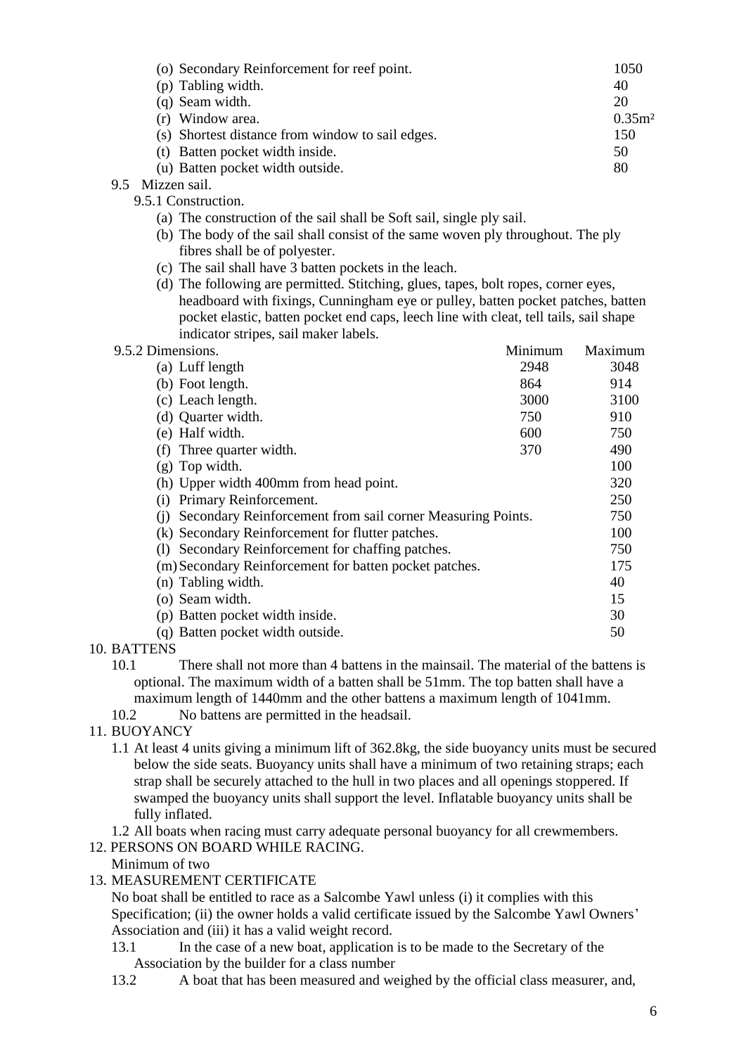| | |
|---|---|
| (o) Secondary Reinforcement for reef point. | 1050 |
| (p) Tabling width. | 40 |
| (q) Seam width. | 20 |
| (r) Window area. | 0.35m² |
| (s) Shortest distance from window to sail edges. | 150 |
| (t) Batten pocket width inside. | 50 |
| (u) Batten pocket width outside. | 80 |

9.5 Mizzen sail.

9.5.1 Construction.

(a) The construction of the sail shall be Soft sail, single ply sail.

(b) The body of the sail shall consist of the same woven ply throughout. The ply fibres shall be of polyester.

(c) The sail shall have 3 batten pockets in the leach.

(d) The following are permitted. Stitching, glues, tapes, bolt ropes, corner eyes, headboard with fixings, Cunningham eye or pulley, batten pocket patches, batten pocket elastic, batten pocket end caps, leech line with cleat, tell tails, sail shape indicator stripes, sail maker labels.

| 9.5.2 Dimensions. | Minimum | Maximum |
|---|---|---|
| (a) Luff length | 2948 | 3048 |
| (b) Foot length. | 864 | 914 |
| (c) Leach length. | 3000 | 3100 |
| (d) Quarter width. | 750 | 910 |
| (e) Half width. | 600 | 750 |
| (f) Three quarter width. | 370 | 490 |
| (g) Top width. | | 100 |
| (h) Upper width 400mm from head point. | | 320 |
| (i) Primary Reinforcement. | | 250 |
| (j) Secondary Reinforcement from sail corner Measuring Points. | | 750 |
| (k) Secondary Reinforcement for flutter patches. | | 100 |
| (l) Secondary Reinforcement for chaffing patches. | | 750 |
| (m) Secondary Reinforcement for batten pocket patches. | | 175 |
| (n) Tabling width. | | 40 |
| (o) Seam width. | | 15 |
| (p) Batten pocket width inside. | | 30 |
| (q) Batten pocket width outside. | | 50 |

10. BATTENS

10.1 There shall not more than 4 battens in the mainsail. The material of the battens is optional. The maximum width of a batten shall be 51mm. The top batten shall have a maximum length of 1440mm and the other battens a maximum length of 1041mm.

10.2 No battens are permitted in the headsail.

11. BUOYANCY

1.1 At least 4 units giving a minimum lift of 362.8kg, the side buoyancy units must be secured below the side seats. Buoyancy units shall have a minimum of two retaining straps; each strap shall be securely attached to the hull in two places and all openings stoppered. If swamped the buoyancy units shall support the level. Inflatable buoyancy units shall be fully inflated.

1.2 All boats when racing must carry adequate personal buoyancy for all crewmembers.

12. PERSONS ON BOARD WHILE RACING.

Minimum of two

13. MEASUREMENT CERTIFICATE

No boat shall be entitled to race as a Salcombe Yawl unless (i) it complies with this Specification; (ii) the owner holds a valid certificate issued by the Salcombe Yawl Owners' Association and (iii) it has a valid weight record.

13.1 In the case of a new boat, application is to be made to the Secretary of the Association by the builder for a class number

13.2 A boat that has been measured and weighed by the official class measurer, and,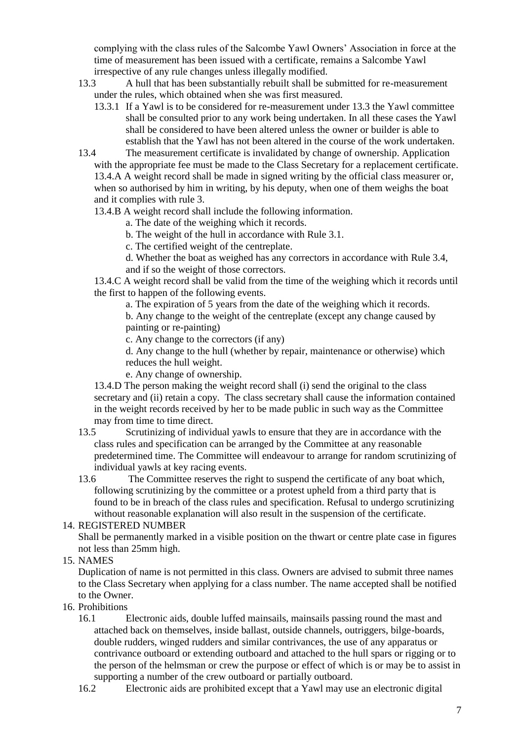complying with the class rules of the Salcombe Yawl Owners' Association in force at the time of measurement has been issued with a certificate, remains a Salcombe Yawl irrespective of any rule changes unless illegally modified.

13.3 A hull that has been substantially rebuilt shall be submitted for re-measurement under the rules, which obtained when she was first measured.

13.3.1 If a Yawl is to be considered for re-measurement under 13.3 the Yawl committee shall be consulted prior to any work being undertaken. In all these cases the Yawl shall be considered to have been altered unless the owner or builder is able to establish that the Yawl has not been altered in the course of the work undertaken.

13.4 The measurement certificate is invalidated by change of ownership. Application with the appropriate fee must be made to the Class Secretary for a replacement certificate.

13.4.A A weight record shall be made in signed writing by the official class measurer or, when so authorised by him in writing, by his deputy, when one of them weighs the boat and it complies with rule 3.

13.4.B A weight record shall include the following information.

a. The date of the weighing which it records.

b. The weight of the hull in accordance with Rule 3.1.

c. The certified weight of the centreplate.

d. Whether the boat as weighed has any correctors in accordance with Rule 3.4, and if so the weight of those correctors.

13.4.C A weight record shall be valid from the time of the weighing which it records until the first to happen of the following events.

a. The expiration of 5 years from the date of the weighing which it records.

b. Any change to the weight of the centreplate (except any change caused by painting or re-painting)

c. Any change to the correctors (if any)

d. Any change to the hull (whether by repair, maintenance or otherwise) which reduces the hull weight.

e. Any change of ownership.

13.4.D The person making the weight record shall (i) send the original to the class secretary and (ii) retain a copy. The class secretary shall cause the information contained in the weight records received by her to be made public in such way as the Committee may from time to time direct.

13.5 Scrutinizing of individual yawls to ensure that they are in accordance with the class rules and specification can be arranged by the Committee at any reasonable predetermined time. The Committee will endeavour to arrange for random scrutinizing of individual yawls at key racing events.

13.6 The Committee reserves the right to suspend the certificate of any boat which, following scrutinizing by the committee or a protest upheld from a third party that is found to be in breach of the class rules and specification. Refusal to undergo scrutinizing without reasonable explanation will also result in the suspension of the certificate.

14. REGISTERED NUMBER

Shall be permanently marked in a visible position on the thwart or centre plate case in figures not less than 25mm high.

15. NAMES

Duplication of name is not permitted in this class. Owners are advised to submit three names to the Class Secretary when applying for a class number. The name accepted shall be notified to the Owner.

16. Prohibitions

16.1 Electronic aids, double luffed mainsails, mainsails passing round the mast and attached back on themselves, inside ballast, outside channels, outriggers, bilge-boards, double rudders, winged rudders and similar contrivances, the use of any apparatus or contrivance outboard or extending outboard and attached to the hull spars or rigging or to the person of the helmsman or crew the purpose or effect of which is or may be to assist in supporting a number of the crew outboard or partially outboard.

16.2 Electronic aids are prohibited except that a Yawl may use an electronic digital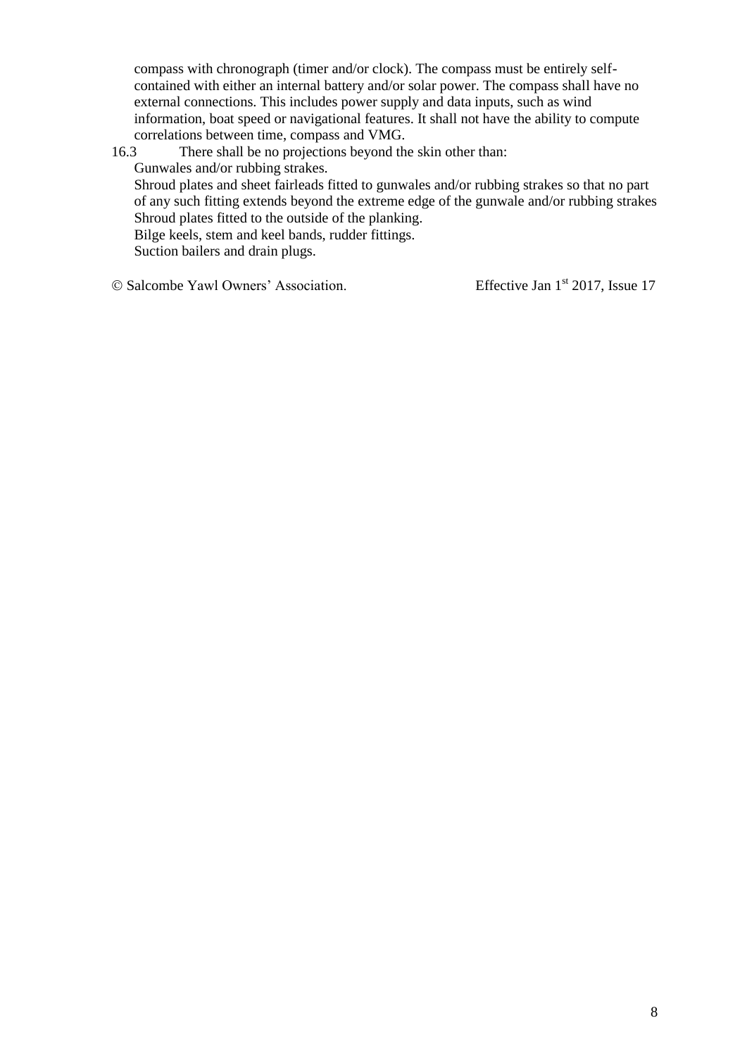compass with chronograph (timer and/or clock). The compass must be entirely self-contained with either an internal battery and/or solar power. The compass shall have no external connections. This includes power supply and data inputs, such as wind information, boat speed or navigational features. It shall not have the ability to compute correlations between time, compass and VMG.

16.3 There shall be no projections beyond the skin other than:

Gunwales and/or rubbing strakes.

Shroud plates and sheet fairleads fitted to gunwales and/or rubbing strakes so that no part of any such fitting extends beyond the extreme edge of the gunwale and/or rubbing strakes

Shroud plates fitted to the outside of the planking.

Bilge keels, stem and keel bands, rudder fittings.

Suction bailers and drain plugs.

© Salcombe Yawl Owners' Association. Effective Jan 1st 2017, Issue 17